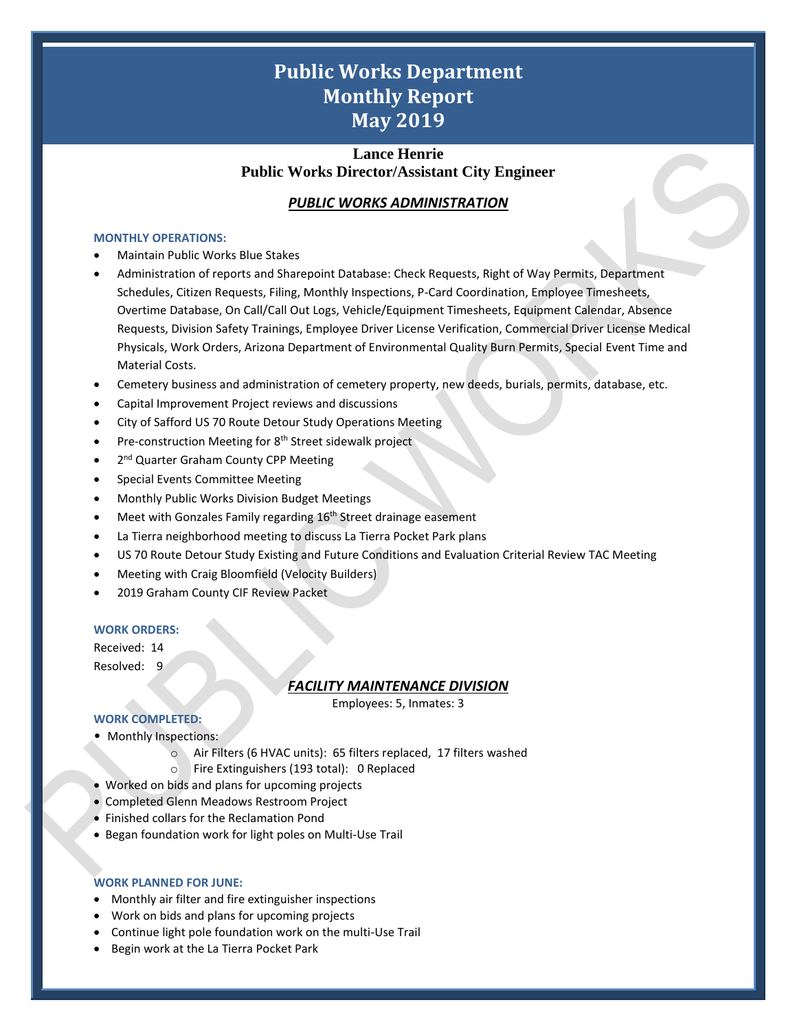# Public Works Department
# Monthly Report
# May 2019

**Lance Henrie**
**Public Works Director/Assistant City Engineer**

## *PUBLIC WORKS ADMINISTRATION*

### MONTHLY OPERATIONS:

- Maintain Public Works Blue Stakes
- Administration of reports and Sharepoint Database: Check Requests, Right of Way Permits, Department Schedules, Citizen Requests, Filing, Monthly Inspections, P-Card Coordination, Employee Timesheets, Overtime Database, On Call/Call Out Logs, Vehicle/Equipment Timesheets, Equipment Calendar, Absence Requests, Division Safety Trainings, Employee Driver License Verification, Commercial Driver License Medical Physicals, Work Orders, Arizona Department of Environmental Quality Burn Permits, Special Event Time and Material Costs.
- Cemetery business and administration of cemetery property, new deeds, burials, permits, database, etc.
- Capital Improvement Project reviews and discussions
- City of Safford US 70 Route Detour Study Operations Meeting
- Pre-construction Meeting for 8th Street sidewalk project
- 2nd Quarter Graham County CPP Meeting
- Special Events Committee Meeting
- Monthly Public Works Division Budget Meetings
- Meet with Gonzales Family regarding 16th Street drainage easement
- La Tierra neighborhood meeting to discuss La Tierra Pocket Park plans
- US 70 Route Detour Study Existing and Future Conditions and Evaluation Criterial Review TAC Meeting
- Meeting with Craig Bloomfield (Velocity Builders)
- 2019 Graham County CIF Review Packet

### WORK ORDERS:

Received: 14
Resolved: 9

## *FACILITY MAINTENANCE DIVISION*

Employees: 5, Inmates: 3

### WORK COMPLETED:

- Monthly Inspections:
  - Air Filters (6 HVAC units): 65 filters replaced, 17 filters washed
  - Fire Extinguishers (193 total): 0 Replaced
- Worked on bids and plans for upcoming projects
- Completed Glenn Meadows Restroom Project
- Finished collars for the Reclamation Pond
- Began foundation work for light poles on Multi-Use Trail

### WORK PLANNED FOR JUNE:

- Monthly air filter and fire extinguisher inspections
- Work on bids and plans for upcoming projects
- Continue light pole foundation work on the multi-Use Trail
- Begin work at the La Tierra Pocket Park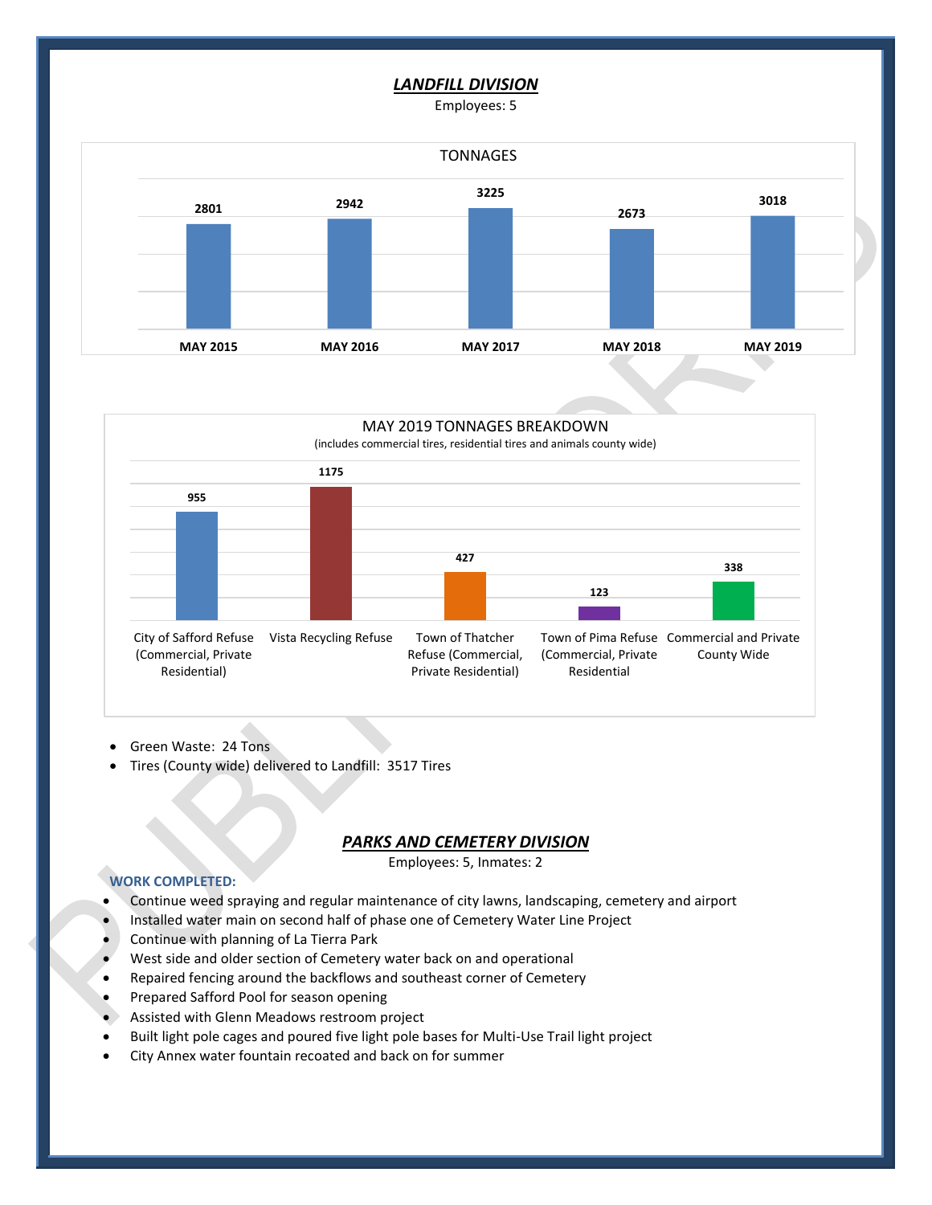## *LANDFILL DIVISION*

Employees: 5

TONNAGES

| MAY 2015 | MAY 2016 | MAY 2017 | MAY 2018 | MAY 2019 |
|---|---|---|---|---|
| 2801 | 2942 | 3225 | 2673 | 3018 |

MAY 2019 TONNAGES BREAKDOWN
(includes commercial tires, residential tires and animals county wide)

| City of Safford Refuse (Commercial, Private Residential) | Vista Recycling Refuse | Town of Thatcher Refuse (Commercial, Private Residential) | Town of Pima Refuse (Commercial, Private Residential | Commercial and Private County Wide |
|---|---|---|---|---|
| 955 | 1175 | 427 | 123 | 338 |

- Green Waste: 24 Tons
- Tires (County wide) delivered to Landfill: 3517 Tires

## *PARKS AND CEMETERY DIVISION*

Employees: 5, Inmates: 2

**WORK COMPLETED:**

- Continue weed spraying and regular maintenance of city lawns, landscaping, cemetery and airport
- Installed water main on second half of phase one of Cemetery Water Line Project
- Continue with planning of La Tierra Park
- West side and older section of Cemetery water back on and operational
- Repaired fencing around the backflows and southeast corner of Cemetery
- Prepared Safford Pool for season opening
- Assisted with Glenn Meadows restroom project
- Built light pole cages and poured five light pole bases for Multi-Use Trail light project
- City Annex water fountain recoated and back on for summer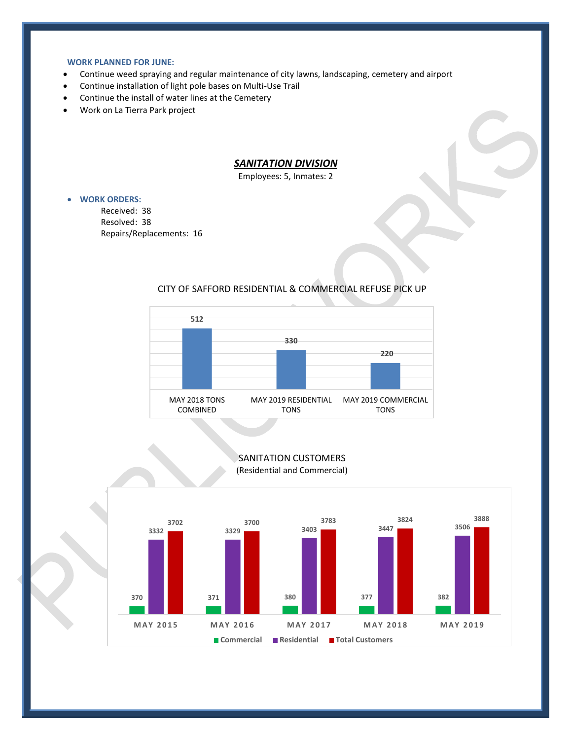**WORK PLANNED FOR JUNE:**

- Continue weed spraying and regular maintenance of city lawns, landscaping, cemetery and airport
- Continue installation of light pole bases on Multi-Use Trail
- Continue the install of water lines at the Cemetery
- Work on La Tierra Park project

## ***SANITATION DIVISION***

Employees: 5, Inmates: 2

- **WORK ORDERS:**

  Received: 38
  Resolved: 38
  Repairs/Replacements: 16

CITY OF SAFFORD RESIDENTIAL & COMMERCIAL REFUSE PICK UP

| | Tons |
|---|---|
| MAY 2018 TONS COMBINED | 512 |
| MAY 2019 RESIDENTIAL TONS | 330 |
| MAY 2019 COMMERCIAL TONS | 220 |

SANITATION CUSTOMERS
(Residential and Commercial)

| | Commercial | Residential | Total Customers |
|---|---|---|---|
| MAY 2015 | 370 | 3332 | 3702 |
| MAY 2016 | 371 | 3329 | 3700 |
| MAY 2017 | 380 | 3403 | 3783 |
| MAY 2018 | 377 | 3447 | 3824 |
| MAY 2019 | 382 | 3506 | 3888 |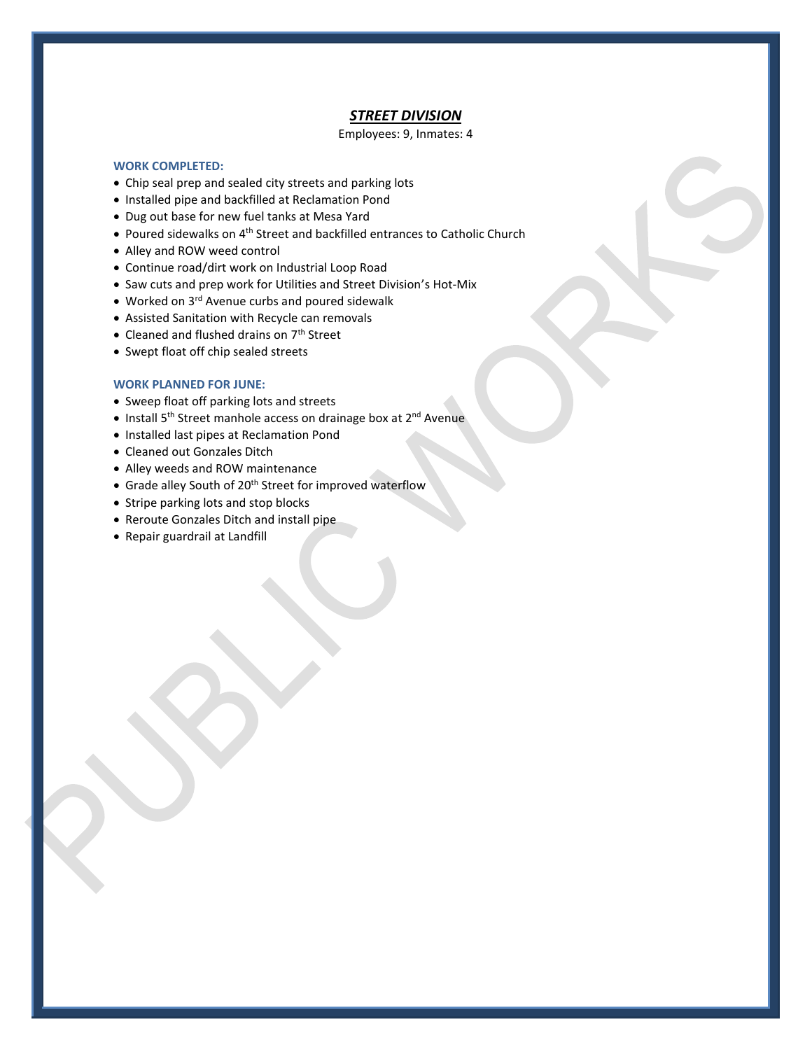## ***STREET DIVISION***

Employees: 9, Inmates: 4

**WORK COMPLETED:**

- Chip seal prep and sealed city streets and parking lots
- Installed pipe and backfilled at Reclamation Pond
- Dug out base for new fuel tanks at Mesa Yard
- Poured sidewalks on 4th Street and backfilled entrances to Catholic Church
- Alley and ROW weed control
- Continue road/dirt work on Industrial Loop Road
- Saw cuts and prep work for Utilities and Street Division's Hot-Mix
- Worked on 3rd Avenue curbs and poured sidewalk
- Assisted Sanitation with Recycle can removals
- Cleaned and flushed drains on 7th Street
- Swept float off chip sealed streets

**WORK PLANNED FOR JUNE:**

- Sweep float off parking lots and streets
- Install 5th Street manhole access on drainage box at 2nd Avenue
- Installed last pipes at Reclamation Pond
- Cleaned out Gonzales Ditch
- Alley weeds and ROW maintenance
- Grade alley South of 20th Street for improved waterflow
- Stripe parking lots and stop blocks
- Reroute Gonzales Ditch and install pipe
- Repair guardrail at Landfill